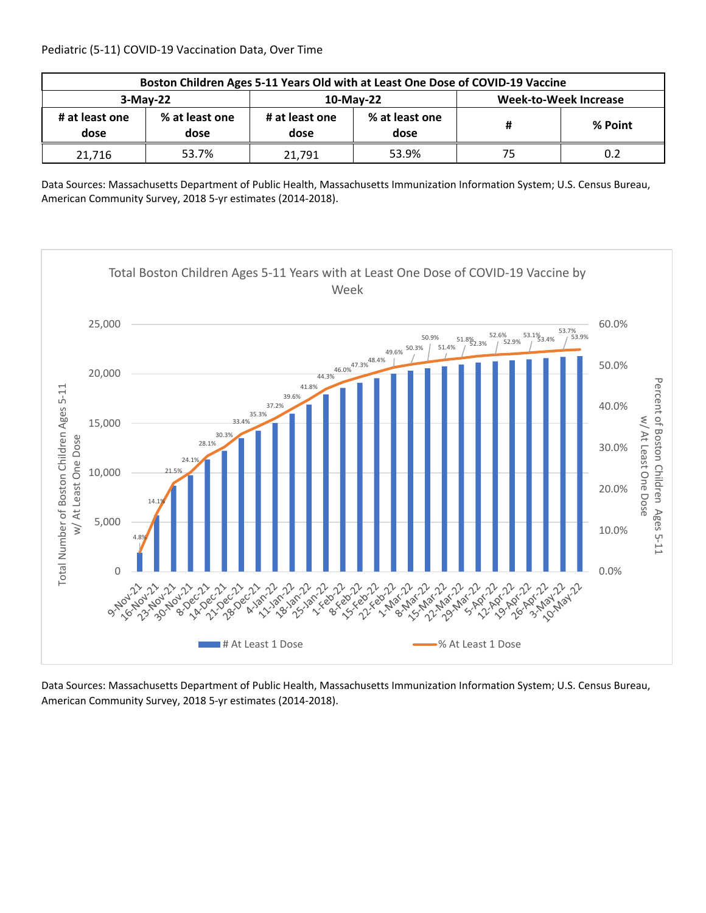Pediatric (5-11) COVID-19 Vaccination Data, Over Time

| Boston Children Ages 5-11 Years Old with at Least One Dose of COVID-19 Vaccine | | | | | |
|---|---|---|---|---|---|
| 3-May-22 | | 10-May-22 | | Week-to-Week Increase | |
| # at least one dose | % at least one dose | # at least one dose | % at least one dose | # | % Point |
| 21,716 | 53.7% | 21,791 | 53.9% | 75 | 0.2 |

Data Sources: Massachusetts Department of Public Health, Massachusetts Immunization Information System; U.S. Census Bureau, American Community Survey, 2018 5-yr estimates (2014-2018).

Total Boston Children Ages 5-11 Years with at Least One Dose of COVID-19 Vaccine by Week

Data Sources: Massachusetts Department of Public Health, Massachusetts Immunization Information System; U.S. Census Bureau, American Community Survey, 2018 5-yr estimates (2014-2018).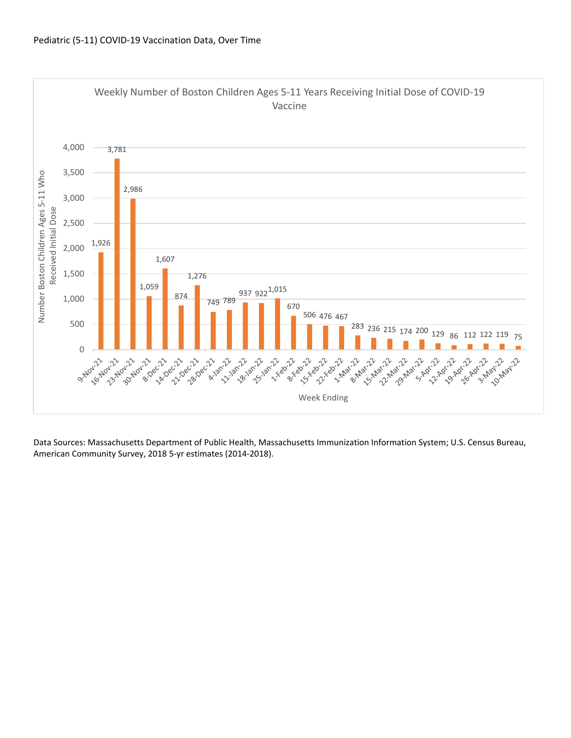Pediatric (5-11) COVID-19 Vaccination Data, Over Time

**Weekly Number of Boston Children Ages 5-11 Years Receiving Initial Dose of COVID-19 Vaccine**

| Week Ending | Number Boston Children Ages 5-11 Who Received Initial Dose |
|---|---|
| 9-Nov-21 | 1,926 |
| 16-Nov-21 | 3,781 |
| 23-Nov-21 | 2,986 |
| 30-Nov-21 | 1,059 |
| 8-Dec-21 | 1,607 |
| 14-Dec-21 | 874 |
| 21-Dec-21 | 1,276 |
| 28-Dec-21 | 749 |
| 4-Jan-22 | 789 |
| 11-Jan-22 | 937 |
| 18-Jan-22 | 922 |
| 25-Jan-22 | 1,015 |
| 1-Feb-22 | 670 |
| 8-Feb-22 | 506 |
| 15-Feb-22 | 476 |
| 22-Feb-22 | 467 |
| 1-Mar-22 | 283 |
| 8-Mar-22 | 236 |
| 15-Mar-22 | 215 |
| 22-Mar-22 | 174 |
| 29-Mar-22 | 200 |
| 5-Apr-22 | 129 |
| 12-Apr-22 | 86 |
| 19-Apr-22 | 112 |
| 26-Apr-22 | 122 |
| 3-May-22 | 119 |
| 10-May-22 | 75 |

Data Sources: Massachusetts Department of Public Health, Massachusetts Immunization Information System; U.S. Census Bureau, American Community Survey, 2018 5-yr estimates (2014-2018).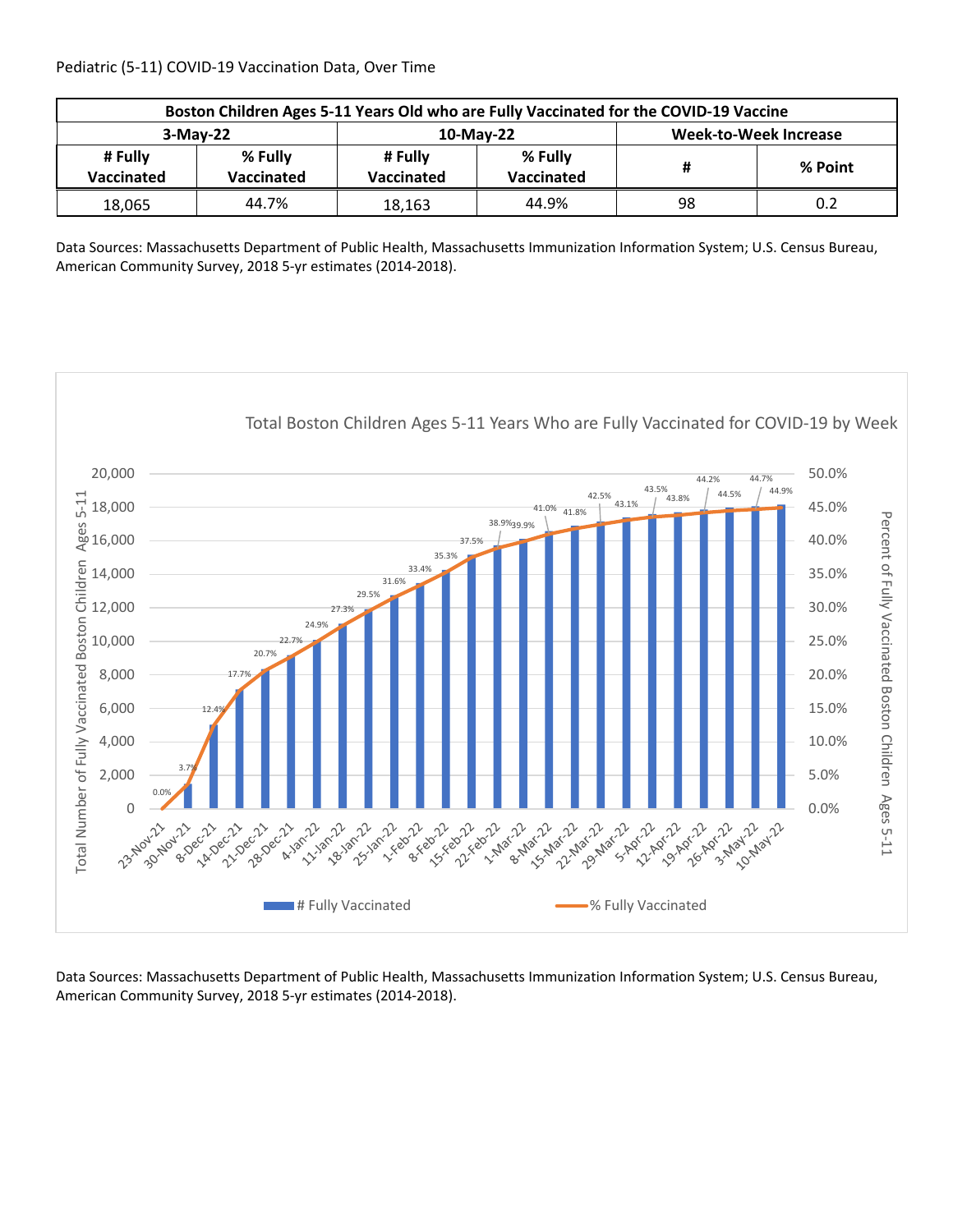Pediatric (5-11) COVID-19 Vaccination Data, Over Time

| Boston Children Ages 5-11 Years Old who are Fully Vaccinated for the COVID-19 Vaccine | | | | | |
|---|---|---|---|---|---|
| 3-May-22 | | 10-May-22 | | Week-to-Week Increase | |
| # Fully Vaccinated | % Fully Vaccinated | # Fully Vaccinated | % Fully Vaccinated | # | % Point |
| 18,065 | 44.7% | 18,163 | 44.9% | 98 | 0.2 |

Data Sources: Massachusetts Department of Public Health, Massachusetts Immunization Information System; U.S. Census Bureau, American Community Survey, 2018 5-yr estimates (2014-2018).

Total Boston Children Ages 5-11 Years Who are Fully Vaccinated for COVID-19 by Week

| Week | % Fully Vaccinated |
|---|---|
| 23-Nov-21 | 0.0% |
| 30-Nov-21 | 3.7% |
| 8-Dec-21 | 12.4% |
| 14-Dec-21 | 17.7% |
| 21-Dec-21 | 20.7% |
| 28-Dec-21 | 22.7% |
| 4-Jan-22 | 24.9% |
| 11-Jan-22 | 27.3% |
| 18-Jan-22 | 29.5% |
| 25-Jan-22 | 31.6% |
| 1-Feb-22 | 33.4% |
| 8-Feb-22 | 35.3% |
| 15-Feb-22 | 37.5% |
| 22-Feb-22 | 38.9% |
| 1-Mar-22 | 39.9% |
| 8-Mar-22 | 41.0% |
| 15-Mar-22 | 41.8% |
| 22-Mar-22 | 42.5% |
| 29-Mar-22 | 43.1% |
| 5-Apr-22 | 43.5% |
| 12-Apr-22 | 43.8% |
| 19-Apr-22 | 44.2% |
| 26-Apr-22 | 44.5% |
| 3-May-22 | 44.7% |
| 10-May-22 | 44.9% |

Data Sources: Massachusetts Department of Public Health, Massachusetts Immunization Information System; U.S. Census Bureau, American Community Survey, 2018 5-yr estimates (2014-2018).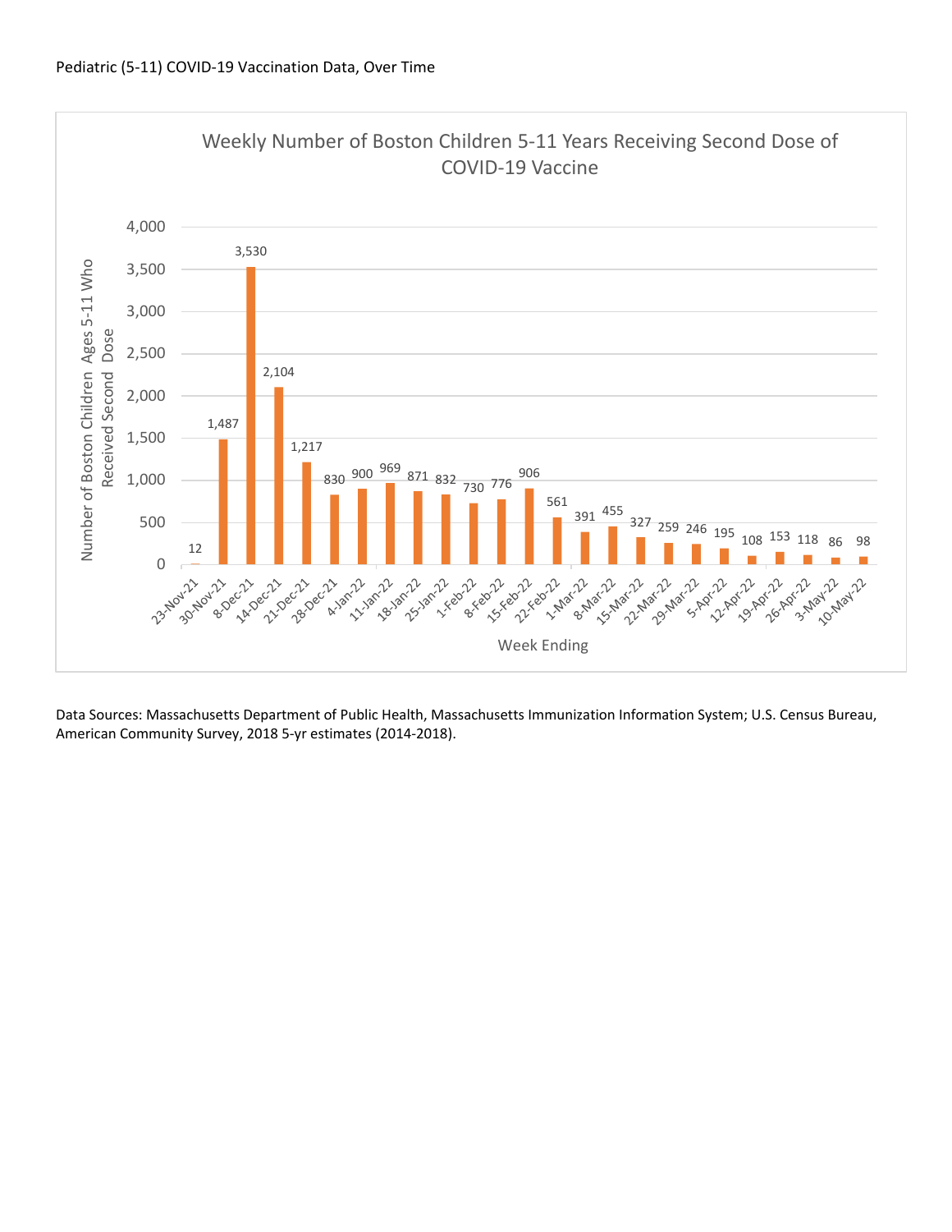Pediatric (5-11) COVID-19 Vaccination Data, Over Time

**Weekly Number of Boston Children 5-11 Years Receiving Second Dose of COVID-19 Vaccine**

| Week Ending | Number of Boston Children Ages 5-11 Who Received Second Dose |
|---|---|
| 23-Nov-21 | 12 |
| 30-Nov-21 | 1,487 |
| 8-Dec-21 | 3,530 |
| 14-Dec-21 | 2,104 |
| 21-Dec-21 | 1,217 |
| 28-Dec-21 | 830 |
| 4-Jan-22 | 900 |
| 11-Jan-22 | 969 |
| 18-Jan-22 | 871 |
| 25-Jan-22 | 832 |
| 1-Feb-22 | 730 |
| 8-Feb-22 | 776 |
| 15-Feb-22 | 906 |
| 22-Feb-22 | 561 |
| 1-Mar-22 | 391 |
| 8-Mar-22 | 455 |
| 15-Mar-22 | 327 |
| 22-Mar-22 | 259 |
| 29-Mar-22 | 246 |
| 5-Apr-22 | 195 |
| 12-Apr-22 | 108 |
| 19-Apr-22 | 153 |
| 26-Apr-22 | 118 |
| 3-May-22 | 86 |
| 10-May-22 | 98 |

Data Sources: Massachusetts Department of Public Health, Massachusetts Immunization Information System; U.S. Census Bureau, American Community Survey, 2018 5-yr estimates (2014-2018).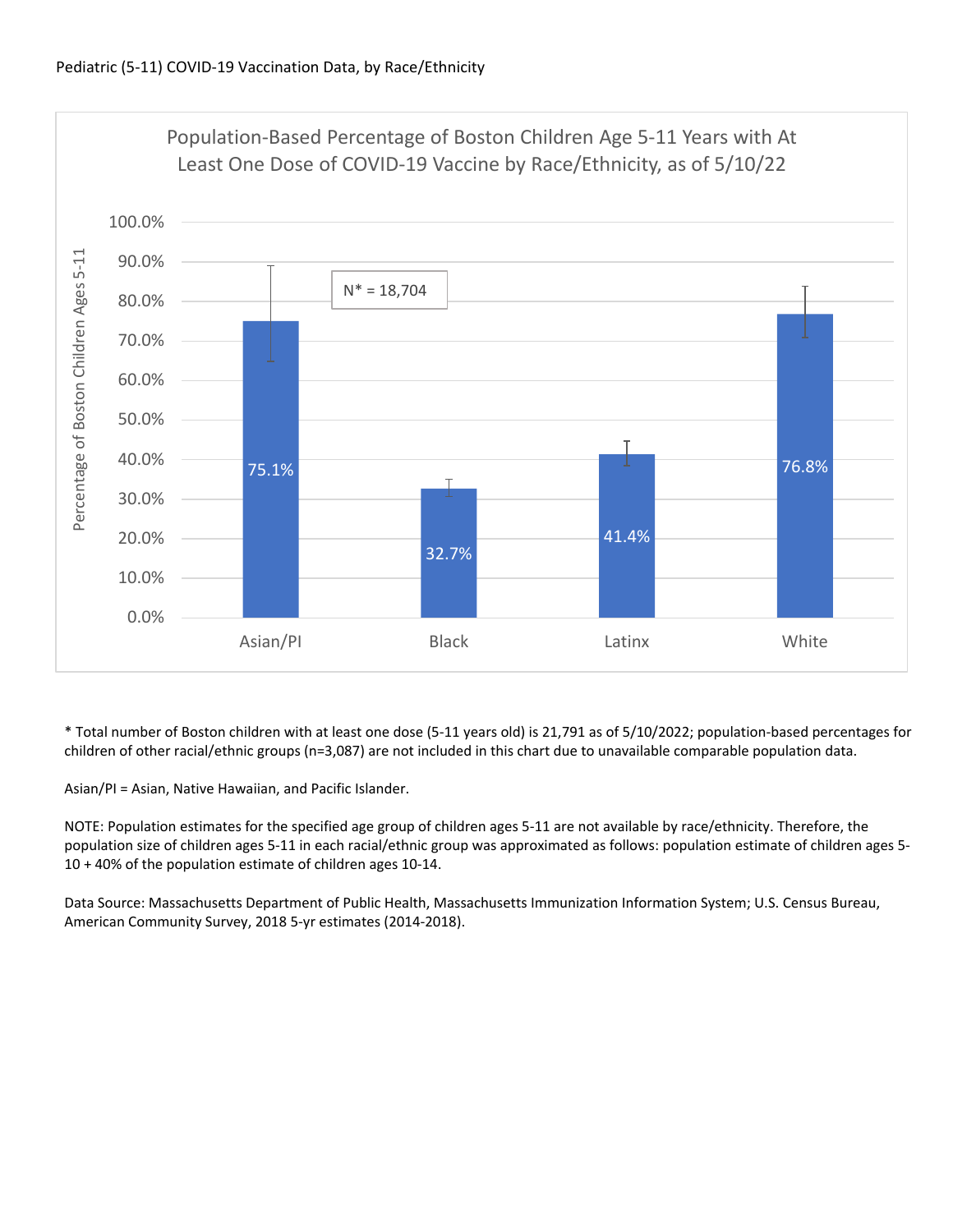Pediatric (5-11) COVID-19 Vaccination Data, by Race/Ethnicity

## Population-Based Percentage of Boston Children Age 5-11 Years with At Least One Dose of COVID-19 Vaccine by Race/Ethnicity, as of 5/10/22

N* = 18,704

| Race/Ethnicity | Percentage of Boston Children Ages 5-11 |
| --- | --- |
| Asian/PI | 75.1% |
| Black | 32.7% |
| Latinx | 41.4% |
| White | 76.8% |

* Total number of Boston children with at least one dose (5-11 years old) is 21,791 as of 5/10/2022; population-based percentages for children of other racial/ethnic groups (n=3,087) are not included in this chart due to unavailable comparable population data.

Asian/PI = Asian, Native Hawaiian, and Pacific Islander.

NOTE: Population estimates for the specified age group of children ages 5-11 are not available by race/ethnicity. Therefore, the population size of children ages 5-11 in each racial/ethnic group was approximated as follows: population estimate of children ages 5-10 + 40% of the population estimate of children ages 10-14.

Data Source: Massachusetts Department of Public Health, Massachusetts Immunization Information System; U.S. Census Bureau, American Community Survey, 2018 5-yr estimates (2014-2018).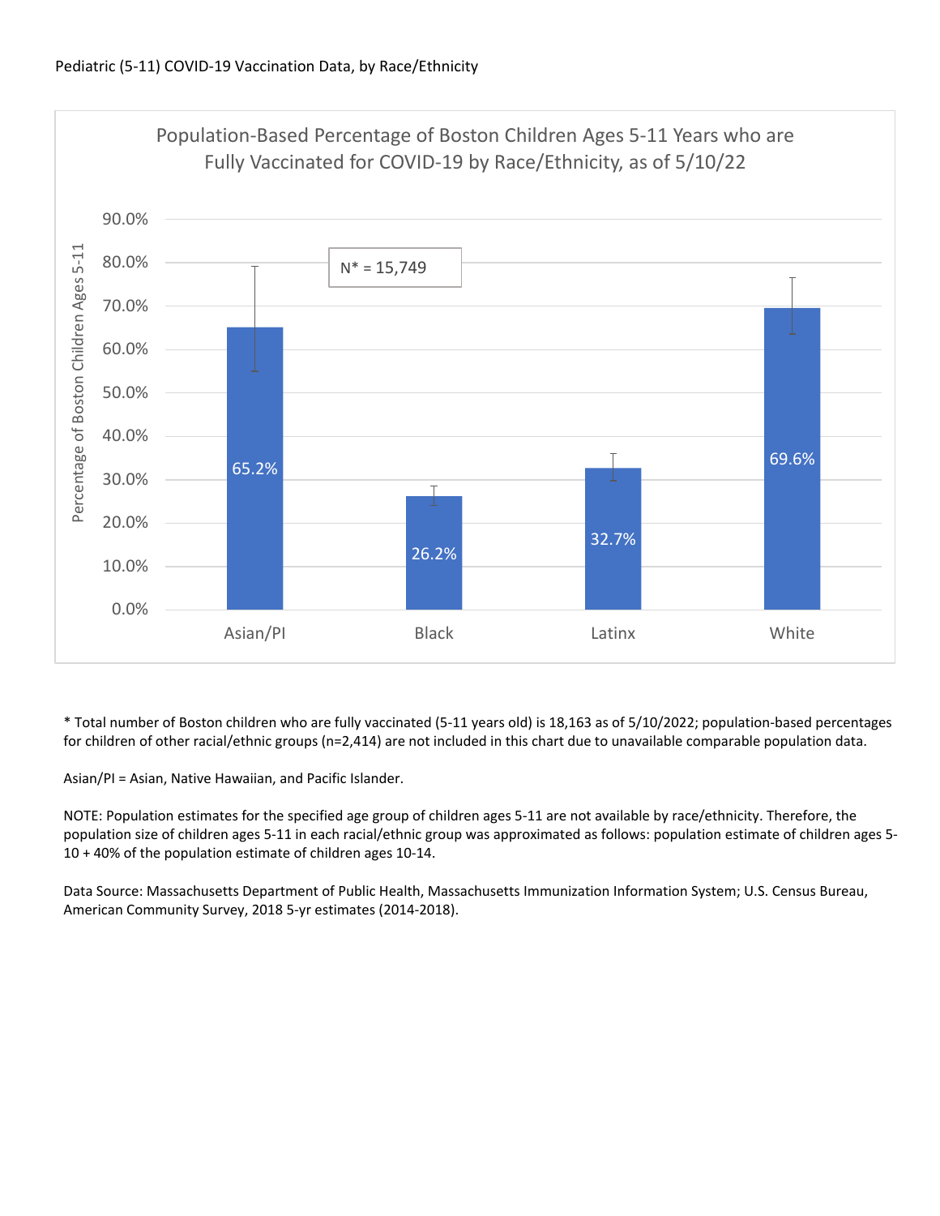Pediatric (5-11) COVID-19 Vaccination Data, by Race/Ethnicity

**Population-Based Percentage of Boston Children Ages 5-11 Years who are Fully Vaccinated for COVID-19 by Race/Ethnicity, as of 5/10/22**

N* = 15,749

| Race/Ethnicity | Percentage of Boston Children Ages 5-11 |
|---|---|
| Asian/PI | 65.2% |
| Black | 26.2% |
| Latinx | 32.7% |
| White | 69.6% |

* Total number of Boston children who are fully vaccinated (5-11 years old) is 18,163 as of 5/10/2022; population-based percentages for children of other racial/ethnic groups (n=2,414) are not included in this chart due to unavailable comparable population data.

Asian/PI = Asian, Native Hawaiian, and Pacific Islander.

NOTE: Population estimates for the specified age group of children ages 5-11 are not available by race/ethnicity. Therefore, the population size of children ages 5-11 in each racial/ethnic group was approximated as follows: population estimate of children ages 5-10 + 40% of the population estimate of children ages 10-14.

Data Source: Massachusetts Department of Public Health, Massachusetts Immunization Information System; U.S. Census Bureau, American Community Survey, 2018 5-yr estimates (2014-2018).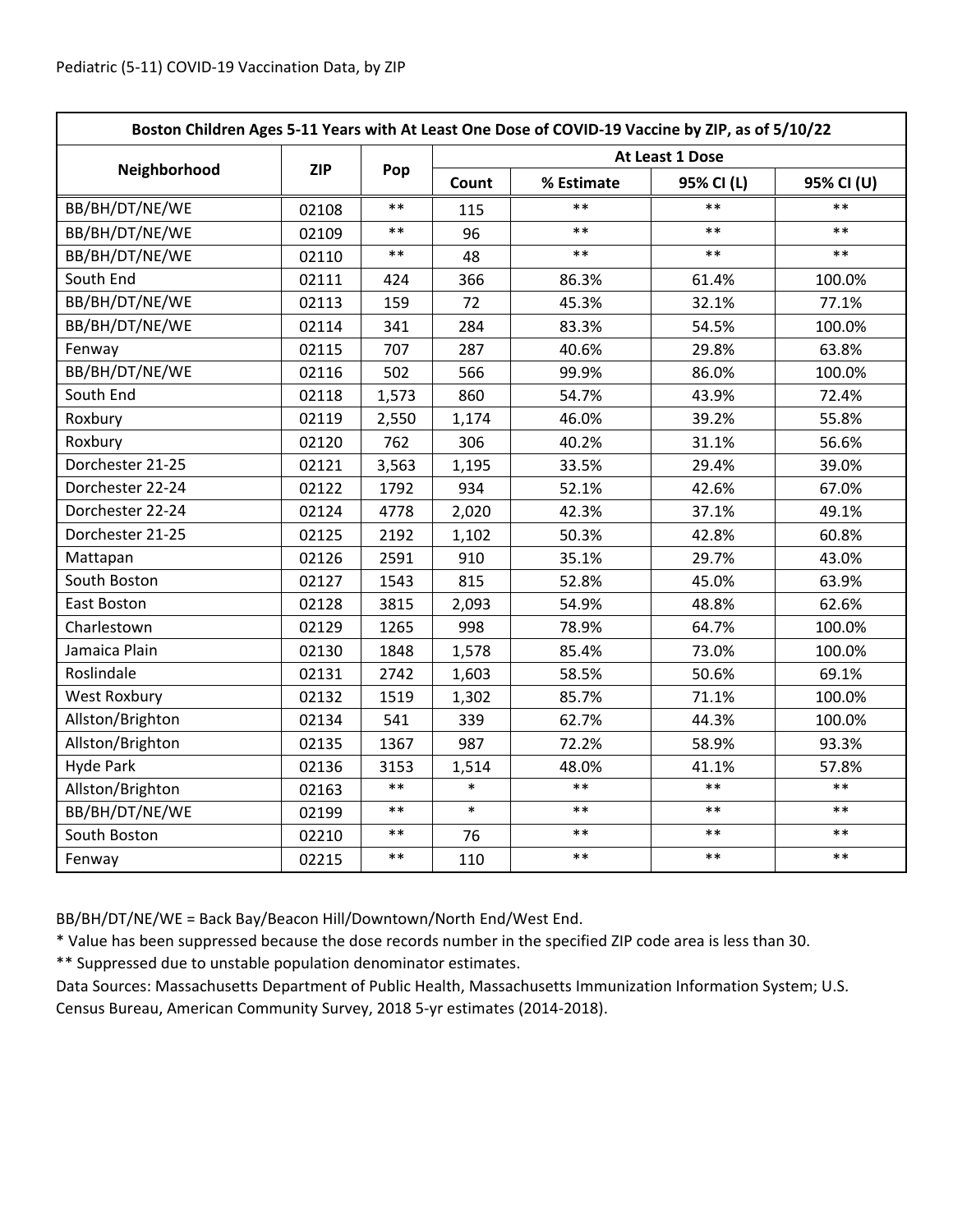Pediatric (5-11) COVID-19 Vaccination Data, by ZIP

| Boston Children Ages 5-11 Years with At Least One Dose of COVID-19 Vaccine by ZIP, as of 5/10/22 | | | | | | |
|---|---|---|---|---|---|---|
| Neighborhood | ZIP | Pop | At Least 1 Dose | | | |
| | | | Count | % Estimate | 95% CI (L) | 95% CI (U) |
| BB/BH/DT/NE/WE | 02108 | ** | 115 | ** | ** | ** |
| BB/BH/DT/NE/WE | 02109 | ** | 96 | ** | ** | ** |
| BB/BH/DT/NE/WE | 02110 | ** | 48 | ** | ** | ** |
| South End | 02111 | 424 | 366 | 86.3% | 61.4% | 100.0% |
| BB/BH/DT/NE/WE | 02113 | 159 | 72 | 45.3% | 32.1% | 77.1% |
| BB/BH/DT/NE/WE | 02114 | 341 | 284 | 83.3% | 54.5% | 100.0% |
| Fenway | 02115 | 707 | 287 | 40.6% | 29.8% | 63.8% |
| BB/BH/DT/NE/WE | 02116 | 502 | 566 | 99.9% | 86.0% | 100.0% |
| South End | 02118 | 1,573 | 860 | 54.7% | 43.9% | 72.4% |
| Roxbury | 02119 | 2,550 | 1,174 | 46.0% | 39.2% | 55.8% |
| Roxbury | 02120 | 762 | 306 | 40.2% | 31.1% | 56.6% |
| Dorchester 21-25 | 02121 | 3,563 | 1,195 | 33.5% | 29.4% | 39.0% |
| Dorchester 22-24 | 02122 | 1792 | 934 | 52.1% | 42.6% | 67.0% |
| Dorchester 22-24 | 02124 | 4778 | 2,020 | 42.3% | 37.1% | 49.1% |
| Dorchester 21-25 | 02125 | 2192 | 1,102 | 50.3% | 42.8% | 60.8% |
| Mattapan | 02126 | 2591 | 910 | 35.1% | 29.7% | 43.0% |
| South Boston | 02127 | 1543 | 815 | 52.8% | 45.0% | 63.9% |
| East Boston | 02128 | 3815 | 2,093 | 54.9% | 48.8% | 62.6% |
| Charlestown | 02129 | 1265 | 998 | 78.9% | 64.7% | 100.0% |
| Jamaica Plain | 02130 | 1848 | 1,578 | 85.4% | 73.0% | 100.0% |
| Roslindale | 02131 | 2742 | 1,603 | 58.5% | 50.6% | 69.1% |
| West Roxbury | 02132 | 1519 | 1,302 | 85.7% | 71.1% | 100.0% |
| Allston/Brighton | 02134 | 541 | 339 | 62.7% | 44.3% | 100.0% |
| Allston/Brighton | 02135 | 1367 | 987 | 72.2% | 58.9% | 93.3% |
| Hyde Park | 02136 | 3153 | 1,514 | 48.0% | 41.1% | 57.8% |
| Allston/Brighton | 02163 | ** | * | ** | ** | ** |
| BB/BH/DT/NE/WE | 02199 | ** | * | ** | ** | ** |
| South Boston | 02210 | ** | 76 | ** | ** | ** |
| Fenway | 02215 | ** | 110 | ** | ** | ** |

BB/BH/DT/NE/WE = Back Bay/Beacon Hill/Downtown/North End/West End.

* Value has been suppressed because the dose records number in the specified ZIP code area is less than 30.

** Suppressed due to unstable population denominator estimates.

Data Sources: Massachusetts Department of Public Health, Massachusetts Immunization Information System; U.S. Census Bureau, American Community Survey, 2018 5-yr estimates (2014-2018).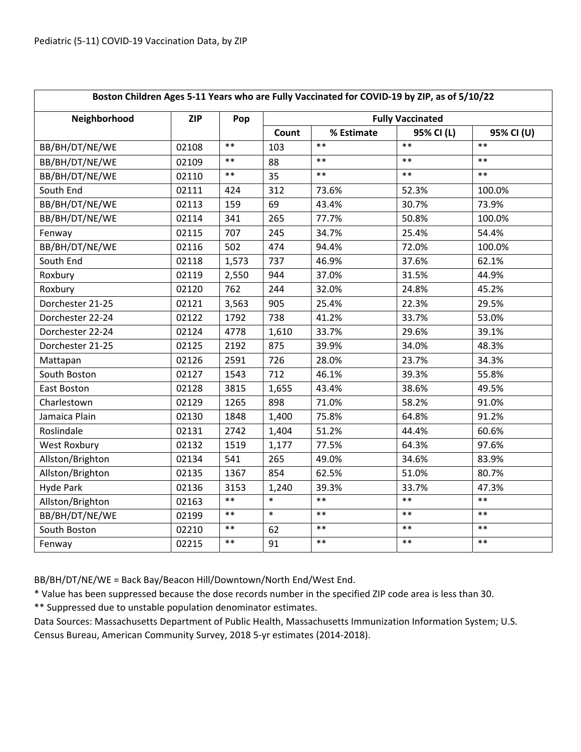Pediatric (5-11) COVID-19 Vaccination Data, by ZIP

| Boston Children Ages 5-11 Years who are Fully Vaccinated for COVID-19 by ZIP, as of 5/10/22 | | | | | | |
|---|---|---|---|---|---|---|
| Neighborhood | ZIP | Pop | Fully Vaccinated | | | |
| | | | Count | % Estimate | 95% CI (L) | 95% CI (U) |
| BB/BH/DT/NE/WE | 02108 | ** | 103 | ** | ** | ** |
| BB/BH/DT/NE/WE | 02109 | ** | 88 | ** | ** | ** |
| BB/BH/DT/NE/WE | 02110 | ** | 35 | ** | ** | ** |
| South End | 02111 | 424 | 312 | 73.6% | 52.3% | 100.0% |
| BB/BH/DT/NE/WE | 02113 | 159 | 69 | 43.4% | 30.7% | 73.9% |
| BB/BH/DT/NE/WE | 02114 | 341 | 265 | 77.7% | 50.8% | 100.0% |
| Fenway | 02115 | 707 | 245 | 34.7% | 25.4% | 54.4% |
| BB/BH/DT/NE/WE | 02116 | 502 | 474 | 94.4% | 72.0% | 100.0% |
| South End | 02118 | 1,573 | 737 | 46.9% | 37.6% | 62.1% |
| Roxbury | 02119 | 2,550 | 944 | 37.0% | 31.5% | 44.9% |
| Roxbury | 02120 | 762 | 244 | 32.0% | 24.8% | 45.2% |
| Dorchester 21-25 | 02121 | 3,563 | 905 | 25.4% | 22.3% | 29.5% |
| Dorchester 22-24 | 02122 | 1792 | 738 | 41.2% | 33.7% | 53.0% |
| Dorchester 22-24 | 02124 | 4778 | 1,610 | 33.7% | 29.6% | 39.1% |
| Dorchester 21-25 | 02125 | 2192 | 875 | 39.9% | 34.0% | 48.3% |
| Mattapan | 02126 | 2591 | 726 | 28.0% | 23.7% | 34.3% |
| South Boston | 02127 | 1543 | 712 | 46.1% | 39.3% | 55.8% |
| East Boston | 02128 | 3815 | 1,655 | 43.4% | 38.6% | 49.5% |
| Charlestown | 02129 | 1265 | 898 | 71.0% | 58.2% | 91.0% |
| Jamaica Plain | 02130 | 1848 | 1,400 | 75.8% | 64.8% | 91.2% |
| Roslindale | 02131 | 2742 | 1,404 | 51.2% | 44.4% | 60.6% |
| West Roxbury | 02132 | 1519 | 1,177 | 77.5% | 64.3% | 97.6% |
| Allston/Brighton | 02134 | 541 | 265 | 49.0% | 34.6% | 83.9% |
| Allston/Brighton | 02135 | 1367 | 854 | 62.5% | 51.0% | 80.7% |
| Hyde Park | 02136 | 3153 | 1,240 | 39.3% | 33.7% | 47.3% |
| Allston/Brighton | 02163 | ** | * | ** | ** | ** |
| BB/BH/DT/NE/WE | 02199 | ** | * | ** | ** | ** |
| South Boston | 02210 | ** | 62 | ** | ** | ** |
| Fenway | 02215 | ** | 91 | ** | ** | ** |

BB/BH/DT/NE/WE = Back Bay/Beacon Hill/Downtown/North End/West End.

* Value has been suppressed because the dose records number in the specified ZIP code area is less than 30.

** Suppressed due to unstable population denominator estimates.

Data Sources: Massachusetts Department of Public Health, Massachusetts Immunization Information System; U.S. Census Bureau, American Community Survey, 2018 5-yr estimates (2014-2018).